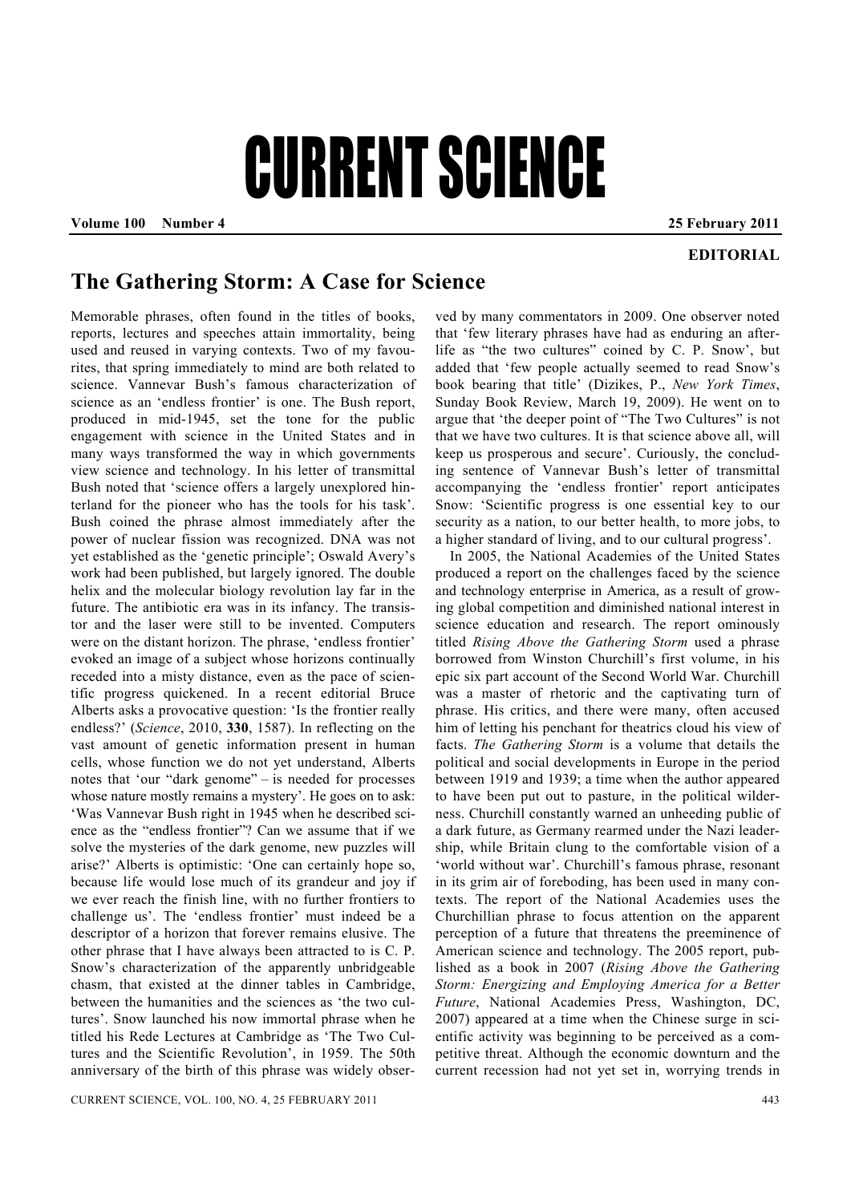# CURRENT SCIENCE

**EDITORIAL**

## The Gathering Storm: A Case for Science

Memorable phrases, often found in the titles of books, reports, lectures and speeches attain immortality, being used and reused in varying contexts. Two of my favourites, that spring immediately to mind are both related to science. Vannevar Bush's famous characterization of science as an 'endless frontier' is one. The Bush report, produced in mid-1945, set the tone for the public engagement with science in the United States and in many ways transformed the way in which governments view science and technology. In his letter of transmittal Bush noted that 'science offers a largely unexplored hinterland for the pioneer who has the tools for his task'. Bush coined the phrase almost immediately after the power of nuclear fission was recognized. DNA was not yet established as the 'genetic principle'; Oswald Avery's work had been published, but largely ignored. The double helix and the molecular biology revolution lay far in the future. The antibiotic era was in its infancy. The transistor and the laser were still to be invented. Computers were on the distant horizon. The phrase, 'endless frontier' evoked an image of a subject whose horizons continually receded into a misty distance, even as the pace of scientific progress quickened. In a recent editorial Bruce Alberts asks a provocative question: 'Is the frontier really endless?' (*Science*, 2010, **330**, 1587). In reflecting on the vast amount of genetic information present in human cells, whose function we do not yet understand, Alberts notes that 'our "dark genome" – is needed for processes whose nature mostly remains a mystery'. He goes on to ask: 'Was Vannevar Bush right in 1945 when he described science as the "endless frontier"? Can we assume that if we solve the mysteries of the dark genome, new puzzles will arise?' Alberts is optimistic: 'One can certainly hope so, because life would lose much of its grandeur and joy if we ever reach the finish line, with no further frontiers to challenge us'. The 'endless frontier' must indeed be a descriptor of a horizon that forever remains elusive. The other phrase that I have always been attracted to is C. P. Snow's characterization of the apparently unbridgeable chasm, that existed at the dinner tables in Cambridge, between the humanities and the sciences as 'the two cultures'. Snow launched his now immortal phrase when he titled his Rede Lectures at Cambridge as 'The Two Cultures and the Scientific Revolution', in 1959. The 50th anniversary of the birth of this phrase was widely observed by many commentators in 2009. One observer noted that 'few literary phrases have had as enduring an afterlife as "the two cultures" coined by C. P. Snow', but added that 'few people actually seemed to read Snow's book bearing that title' (Dizikes, P., *New York Times*, Sunday Book Review, March 19, 2009). He went on to argue that 'the deeper point of "The Two Cultures" is not that we have two cultures. It is that science above all, will keep us prosperous and secure'. Curiously, the concluding sentence of Vannevar Bush's letter of transmittal accompanying the 'endless frontier' report anticipates Snow: 'Scientific progress is one essential key to our security as a nation, to our better health, to more jobs, to a higher standard of living, and to our cultural progress'.

In 2005, the National Academies of the United States produced a report on the challenges faced by the science and technology enterprise in America, as a result of growing global competition and diminished national interest in science education and research. The report ominously titled *Rising Above the Gathering Storm* used a phrase borrowed from Winston Churchill's first volume, in his epic six part account of the Second World War. Churchill was a master of rhetoric and the captivating turn of phrase. His critics, and there were many, often accused him of letting his penchant for theatrics cloud his view of facts. *The Gathering Storm* is a volume that details the political and social developments in Europe in the period between 1919 and 1939; a time when the author appeared to have been put out to pasture, in the political wilderness. Churchill constantly warned an unheeding public of a dark future, as Germany rearmed under the Nazi leadership, while Britain clung to the comfortable vision of a 'world without war'. Churchill's famous phrase, resonant in its grim air of foreboding, has been used in many contexts. The report of the National Academies uses the Churchillian phrase to focus attention on the apparent perception of a future that threatens the preeminence of American science and technology. The 2005 report, published as a book in 2007 (*Rising Above the Gathering Storm: Energizing and Employing America for a Better Future*, National Academies Press, Washington, DC, 2007) appeared at a time when the Chinese surge in scientific activity was beginning to be perceived as a competitive threat. Although the economic downturn and the current recession had not yet set in, worrying trends in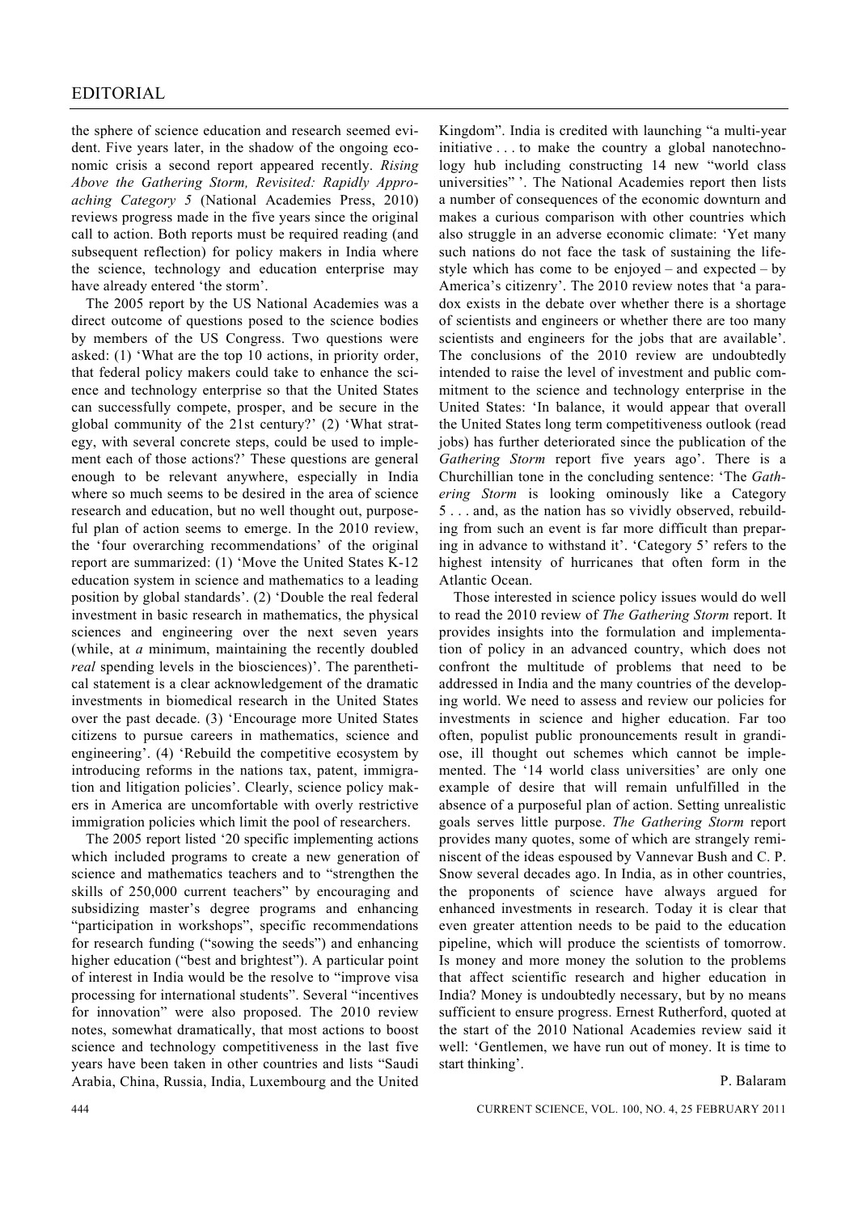the sphere of science education and research seemed evident. Five years later, in the shadow of the ongoing economic crisis a second report appeared recently. *Rising Above the Gathering Storm, Revisited: Rapidly Approaching Category 5* (National Academies Press, 2010) reviews progress made in the five years since the original call to action. Both reports must be required reading (and subsequent reflection) for policy makers in India where the science, technology and education enterprise may have already entered 'the storm'.

The 2005 report by the US National Academies was a direct outcome of questions posed to the science bodies by members of the US Congress. Two questions were asked: (1) 'What are the top 10 actions, in priority order, that federal policy makers could take to enhance the science and technology enterprise so that the United States can successfully compete, prosper, and be secure in the global community of the 21st century?' (2) 'What strategy, with several concrete steps, could be used to implement each of those actions?' These questions are general enough to be relevant anywhere, especially in India where so much seems to be desired in the area of science research and education, but no well thought out, purposeful plan of action seems to emerge. In the 2010 review, the 'four overarching recommendations' of the original report are summarized: (1) 'Move the United States K-12 education system in science and mathematics to a leading position by global standards'. (2) 'Double the real federal investment in basic research in mathematics, the physical sciences and engineering over the next seven years (while, at *a* minimum, maintaining the recently doubled *real* spending levels in the biosciences)'. The parenthetical statement is a clear acknowledgement of the dramatic investments in biomedical research in the United States over the past decade. (3) 'Encourage more United States citizens to pursue careers in mathematics, science and engineering'. (4) 'Rebuild the competitive ecosystem by introducing reforms in the nations tax, patent, immigration and litigation policies'. Clearly, science policy makers in America are uncomfortable with overly restrictive immigration policies which limit the pool of researchers.

The 2005 report listed '20 specific implementing actions which included programs to create a new generation of science and mathematics teachers and to "strengthen the skills of 250,000 current teachers" by encouraging and subsidizing master's degree programs and enhancing "participation in workshops", specific recommendations for research funding ("sowing the seeds") and enhancing higher education ("best and brightest"). A particular point of interest in India would be the resolve to "improve visa processing for international students". Several "incentives for innovation" were also proposed. The 2010 review notes, somewhat dramatically, that most actions to boost science and technology competitiveness in the last five years have been taken in other countries and lists "Saudi Arabia, China, Russia, India, Luxembourg and the United Kingdom". India is credited with launching "a multi-year initiative . . . to make the country a global nanotechnology hub including constructing 14 new "world class universities" '. The National Academies report then lists a number of consequences of the economic downturn and makes a curious comparison with other countries which also struggle in an adverse economic climate: 'Yet many such nations do not face the task of sustaining the lifestyle which has come to be enjoyed – and expected – by America's citizenry'. The 2010 review notes that 'a paradox exists in the debate over whether there is a shortage of scientists and engineers or whether there are too many scientists and engineers for the jobs that are available'. The conclusions of the 2010 review are undoubtedly intended to raise the level of investment and public commitment to the science and technology enterprise in the United States: 'In balance, it would appear that overall the United States long term competitiveness outlook (read jobs) has further deteriorated since the publication of the *Gathering Storm* report five years ago'. There is a Churchillian tone in the concluding sentence: 'The *Gathering Storm* is looking ominously like a Category 5 . . . and, as the nation has so vividly observed, rebuilding from such an event is far more difficult than preparing in advance to withstand it'. 'Category 5' refers to the highest intensity of hurricanes that often form in the Atlantic Ocean.

Those interested in science policy issues would do well to read the 2010 review of *The Gathering Storm* report. It provides insights into the formulation and implementation of policy in an advanced country, which does not confront the multitude of problems that need to be addressed in India and the many countries of the developing world. We need to assess and review our policies for investments in science and higher education. Far too often, populist public pronouncements result in grandiose, ill thought out schemes which cannot be implemented. The '14 world class universities' are only one example of desire that will remain unfulfilled in the absence of a purposeful plan of action. Setting unrealistic goals serves little purpose. *The Gathering Storm* report provides many quotes, some of which are strangely reminiscent of the ideas espoused by Vannevar Bush and C. P. Snow several decades ago. In India, as in other countries, the proponents of science have always argued for enhanced investments in research. Today it is clear that even greater attention needs to be paid to the education pipeline, which will produce the scientists of tomorrow. Is money and more money the solution to the problems that affect scientific research and higher education in India? Money is undoubtedly necessary, but by no means sufficient to ensure progress. Ernest Rutherford, quoted at the start of the 2010 National Academies review said it well: 'Gentlemen, we have run out of money. It is time to start thinking'.

P. Balaram